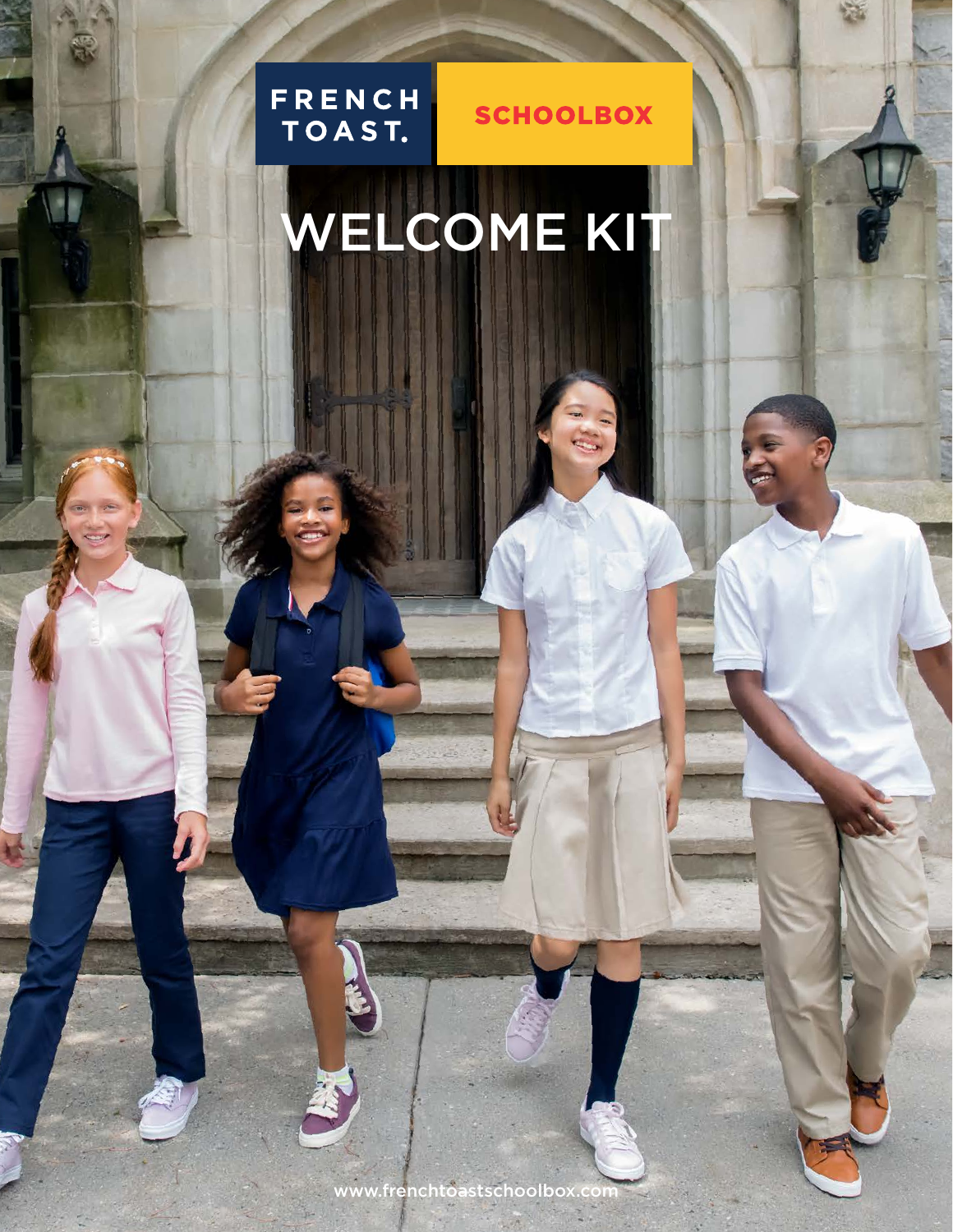FRENCH TOAST.

SCHOOLBOX

# WELCOME KIT

www.frenchtoastschoolbox.com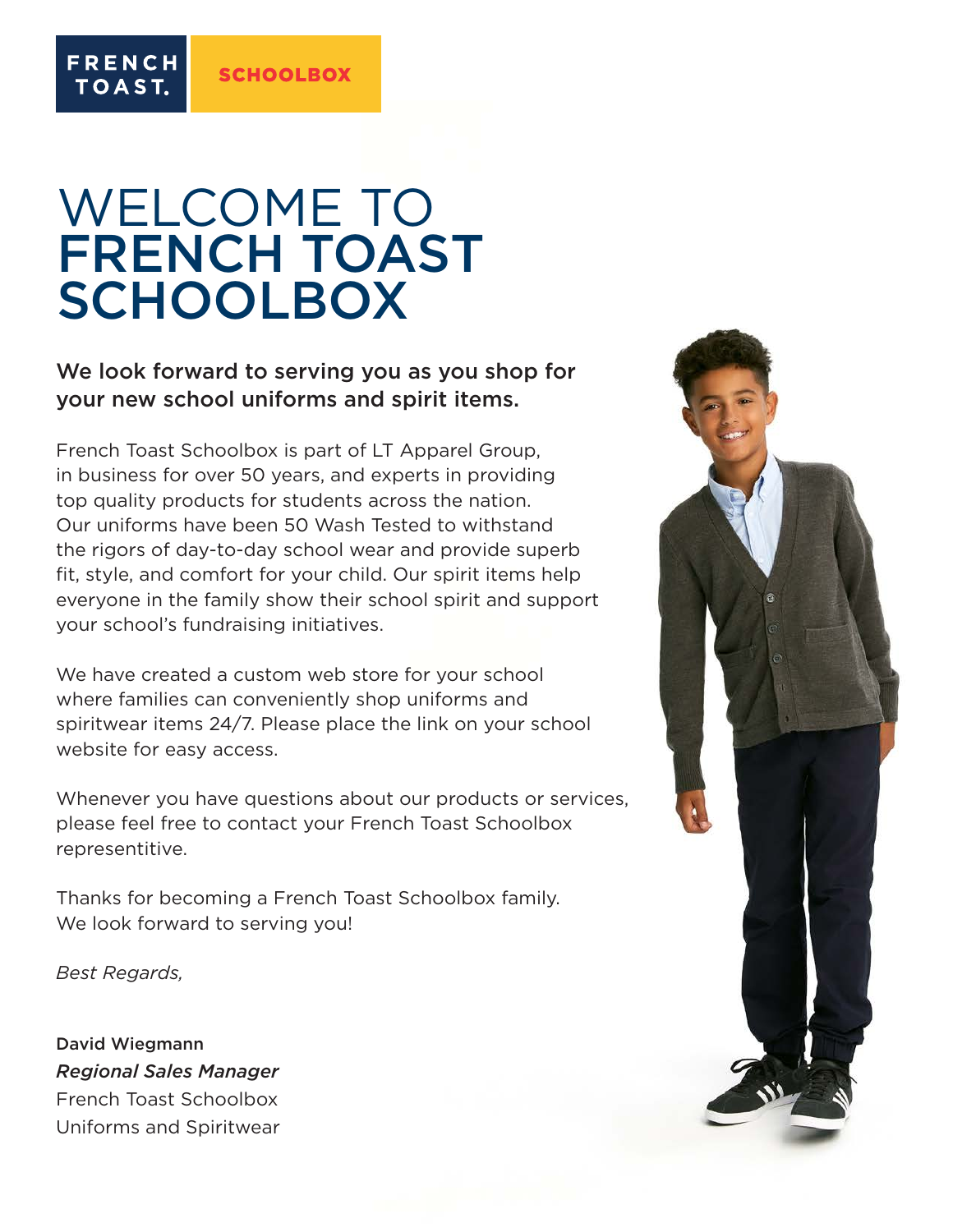FRENCH TOAST. SCHOOLBOX

# WELCOME TO FRENCH TOAST SCHOOLBOX

**We look forward to serving you as you shop for your new school uniforms and spirit items.**

French Toast Schoolbox is part of LT Apparel Group, in business for over 50 years, and experts in providing top quality products for students across the nation. Our uniforms have been 50 Wash Tested to withstand the rigors of day-to-day school wear and provide superb fit, style, and comfort for your child. Our spirit items help everyone in the family show their school spirit and support your school's fundraising initiatives.

We have created a custom web store for your school where families can conveniently shop uniforms and spiritwear items 24/7. Please place the link on your school website for easy access.

Whenever you have questions about our products or services, please feel free to contact your French Toast Schoolbox representitive.

Thanks for becoming a French Toast Schoolbox family. We look forward to serving you!

*Best Regards,*

**David Wiegmann**
***Regional Sales Manager***
French Toast Schoolbox
Uniforms and Spiritwear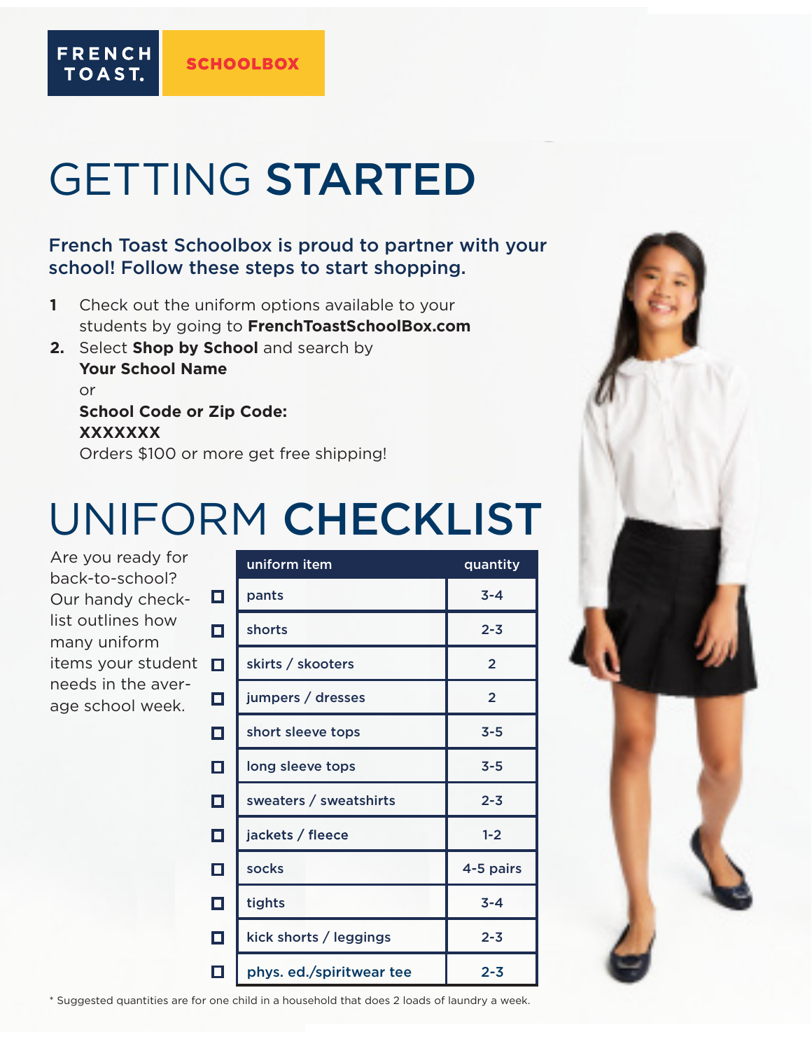FRENCH TOAST. SCHOOLBOX

# GETTING **STARTED**

**French Toast Schoolbox is proud to partner with your school! Follow these steps to start shopping.**

1. Check out the uniform options available to your students by going to **FrenchToastSchoolBox.com**
2. Select **Shop by School** and search by
   **Your School Name**
   or
   **School Code or Zip Code:**
   **XXXXXXX**
   Orders $100 or more get free shipping!

# UNIFORM **CHECKLIST**

Are you ready for back-to-school? Our handy check-list outlines how many uniform items your student needs in the average school week.

| uniform item | quantity |
|---|---|
| ☐ pants | 3-4 |
| ☐ shorts | 2-3 |
| ☐ skirts / skooters | 2 |
| ☐ jumpers / dresses | 2 |
| ☐ short sleeve tops | 3-5 |
| ☐ long sleeve tops | 3-5 |
| ☐ sweaters / sweatshirts | 2-3 |
| ☐ jackets / fleece | 1-2 |
| ☐ socks | 4-5 pairs |
| ☐ tights | 3-4 |
| ☐ kick shorts / leggings | 2-3 |
| ☐ phys. ed./spiritwear tee | 2-3 |

* Suggested quantities are for one child in a household that does 2 loads of laundry a week.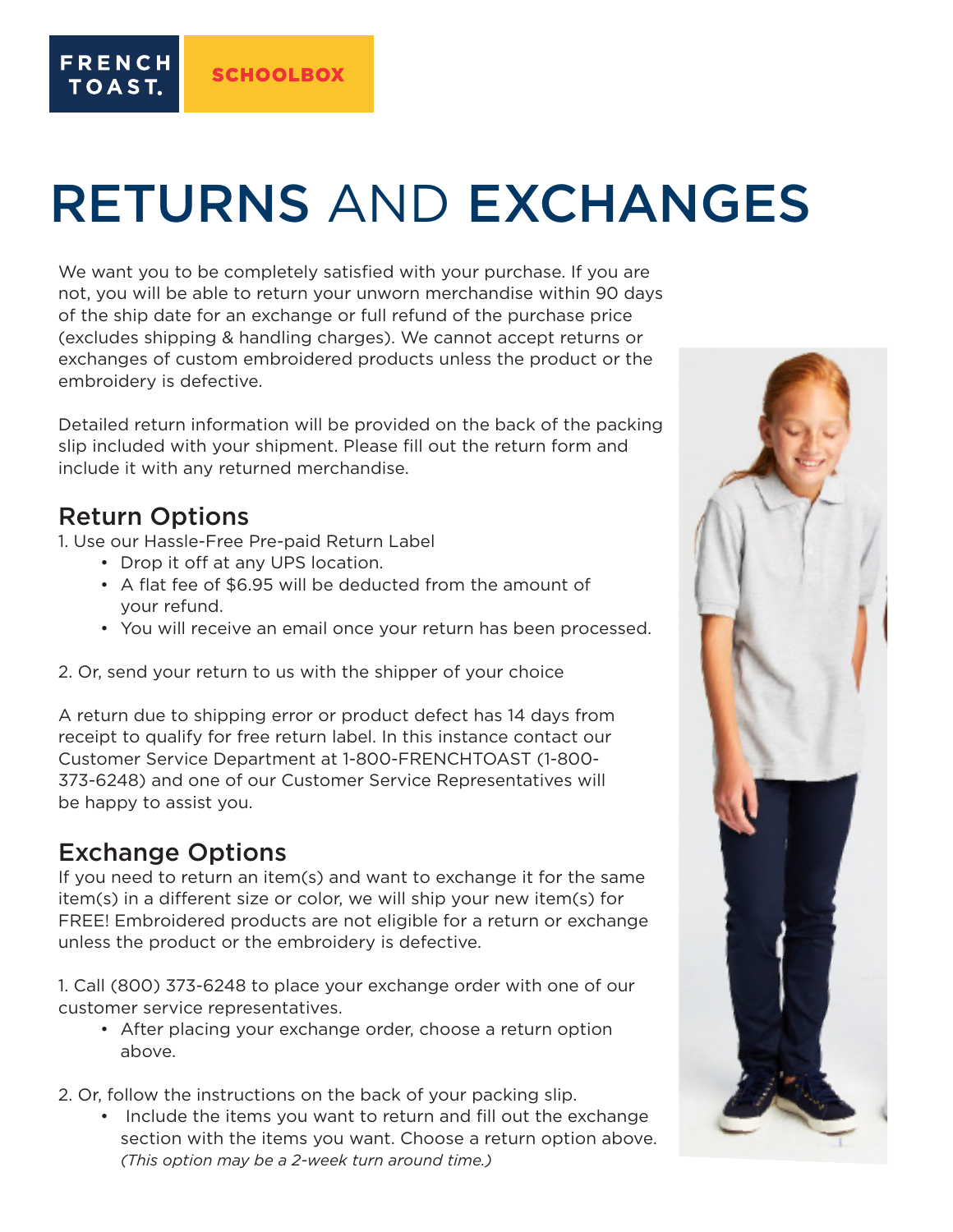FRENCH TOAST. SCHOOLBOX

# RETURNS AND EXCHANGES

We want you to be completely satisfied with your purchase. If you are not, you will be able to return your unworn merchandise within 90 days of the ship date for an exchange or full refund of the purchase price (excludes shipping & handling charges). We cannot accept returns or exchanges of custom embroidered products unless the product or the embroidery is defective.

Detailed return information will be provided on the back of the packing slip included with your shipment. Please fill out the return form and include it with any returned merchandise.

## Return Options

1. Use our Hassle-Free Pre-paid Return Label
   - Drop it off at any UPS location.
   - A flat fee of $6.95 will be deducted from the amount of your refund.
   - You will receive an email once your return has been processed.

2. Or, send your return to us with the shipper of your choice

A return due to shipping error or product defect has 14 days from receipt to qualify for free return label. In this instance contact our Customer Service Department at 1-800-FRENCHTOAST (1-800-373-6248) and one of our Customer Service Representatives will be happy to assist you.

## Exchange Options

If you need to return an item(s) and want to exchange it for the same item(s) in a different size or color, we will ship your new item(s) for FREE! Embroidered products are not eligible for a return or exchange unless the product or the embroidery is defective.

1. Call (800) 373-6248 to place your exchange order with one of our customer service representatives.
   - After placing your exchange order, choose a return option above.

2. Or, follow the instructions on the back of your packing slip.
   - Include the items you want to return and fill out the exchange section with the items you want. Choose a return option above. *(This option may be a 2-week turn around time.)*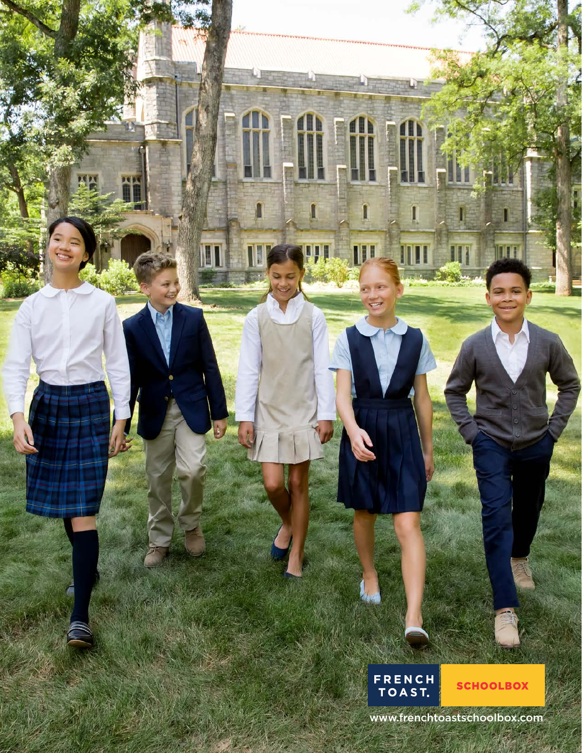FRENCH TOAST. SCHOOLBOX

www.frenchtoastschoolbox.com